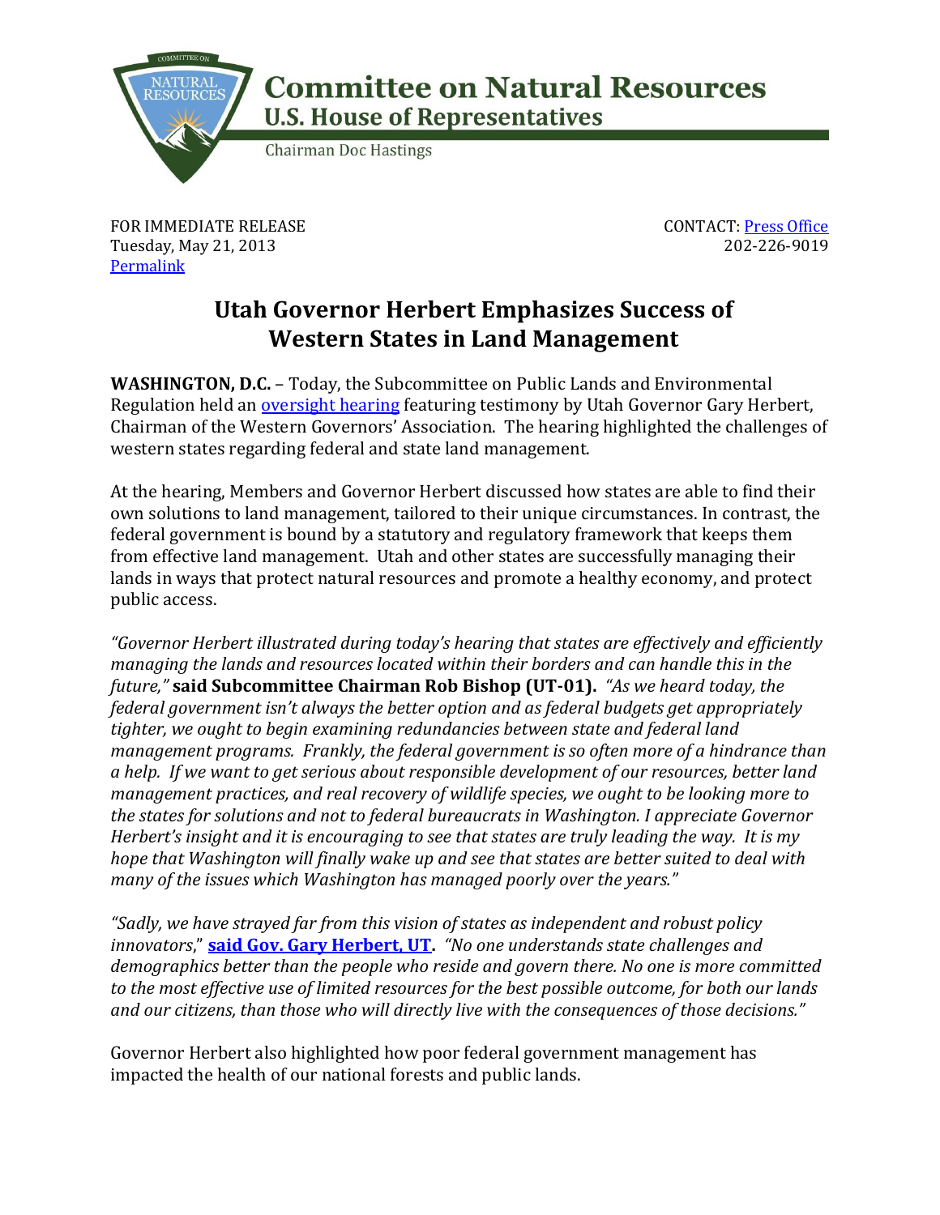**Committee on Natural Resources**
**U.S. House of Representatives**
Chairman Doc Hastings

FOR IMMEDIATE RELEASE
Tuesday, May 21, 2013
Permalink

CONTACT: Press Office
202-226-9019

# Utah Governor Herbert Emphasizes Success of Western States in Land Management

**WASHINGTON, D.C.** – Today, the Subcommittee on Public Lands and Environmental Regulation held an oversight hearing featuring testimony by Utah Governor Gary Herbert, Chairman of the Western Governors' Association. The hearing highlighted the challenges of western states regarding federal and state land management.

At the hearing, Members and Governor Herbert discussed how states are able to find their own solutions to land management, tailored to their unique circumstances. In contrast, the federal government is bound by a statutory and regulatory framework that keeps them from effective land management. Utah and other states are successfully managing their lands in ways that protect natural resources and promote a healthy economy, and protect public access.

*"Governor Herbert illustrated during today's hearing that states are effectively and efficiently managing the lands and resources located within their borders and can handle this in the future,"* **said Subcommittee Chairman Rob Bishop (UT-01).** *"As we heard today, the federal government isn't always the better option and as federal budgets get appropriately tighter, we ought to begin examining redundancies between state and federal land management programs. Frankly, the federal government is so often more of a hindrance than a help. If we want to get serious about responsible development of our resources, better land management practices, and real recovery of wildlife species, we ought to be looking more to the states for solutions and not to federal bureaucrats in Washington. I appreciate Governor Herbert's insight and it is encouraging to see that states are truly leading the way. It is my hope that Washington will finally wake up and see that states are better suited to deal with many of the issues which Washington has managed poorly over the years."*

*"Sadly, we have strayed far from this vision of states as independent and robust policy innovators,"* **said Gov. Gary Herbert, UT.** *"No one understands state challenges and demographics better than the people who reside and govern there. No one is more committed to the most effective use of limited resources for the best possible outcome, for both our lands and our citizens, than those who will directly live with the consequences of those decisions."*

Governor Herbert also highlighted how poor federal government management has impacted the health of our national forests and public lands.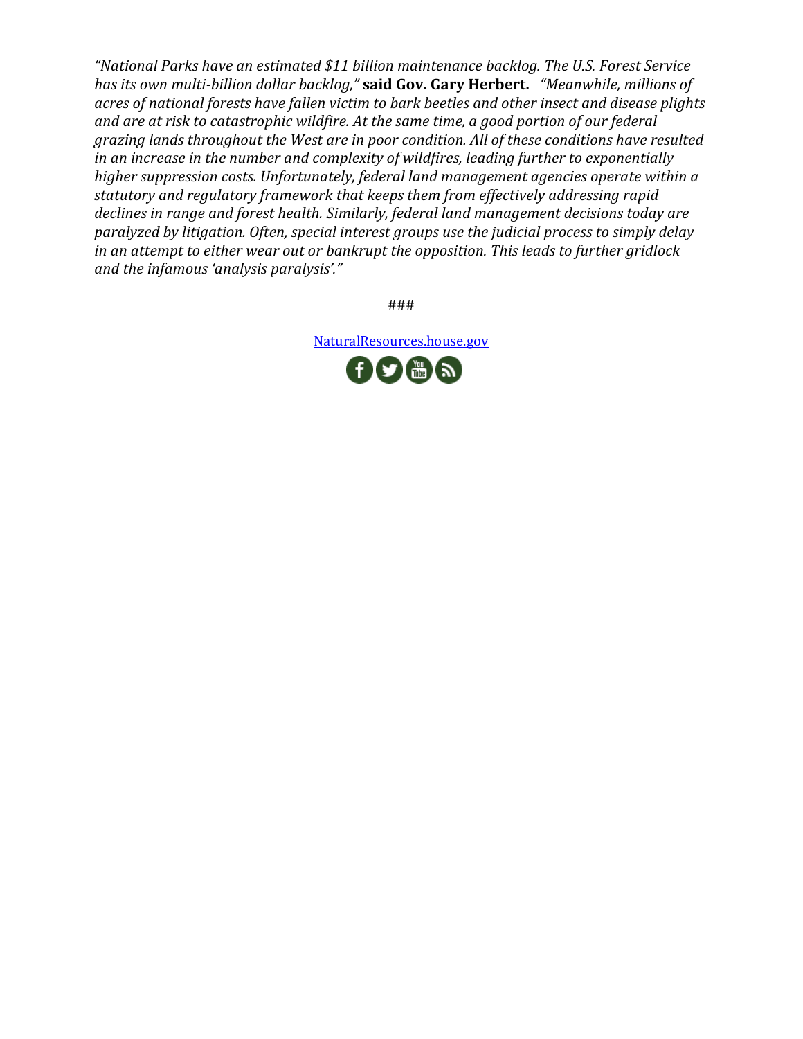*"National Parks have an estimated $11 billion maintenance backlog. The U.S. Forest Service has its own multi-billion dollar backlog,"* **said Gov. Gary Herbert.** *"Meanwhile, millions of acres of national forests have fallen victim to bark beetles and other insect and disease plights and are at risk to catastrophic wildfire. At the same time, a good portion of our federal grazing lands throughout the West are in poor condition. All of these conditions have resulted in an increase in the number and complexity of wildfires, leading further to exponentially higher suppression costs. Unfortunately, federal land management agencies operate within a statutory and regulatory framework that keeps them from effectively addressing rapid declines in range and forest health. Similarly, federal land management decisions today are paralyzed by litigation. Often, special interest groups use the judicial process to simply delay in an attempt to either wear out or bankrupt the opposition. This leads to further gridlock and the infamous 'analysis paralysis'."*

###

[NaturalResources.house.gov](http://NaturalResources.house.gov)